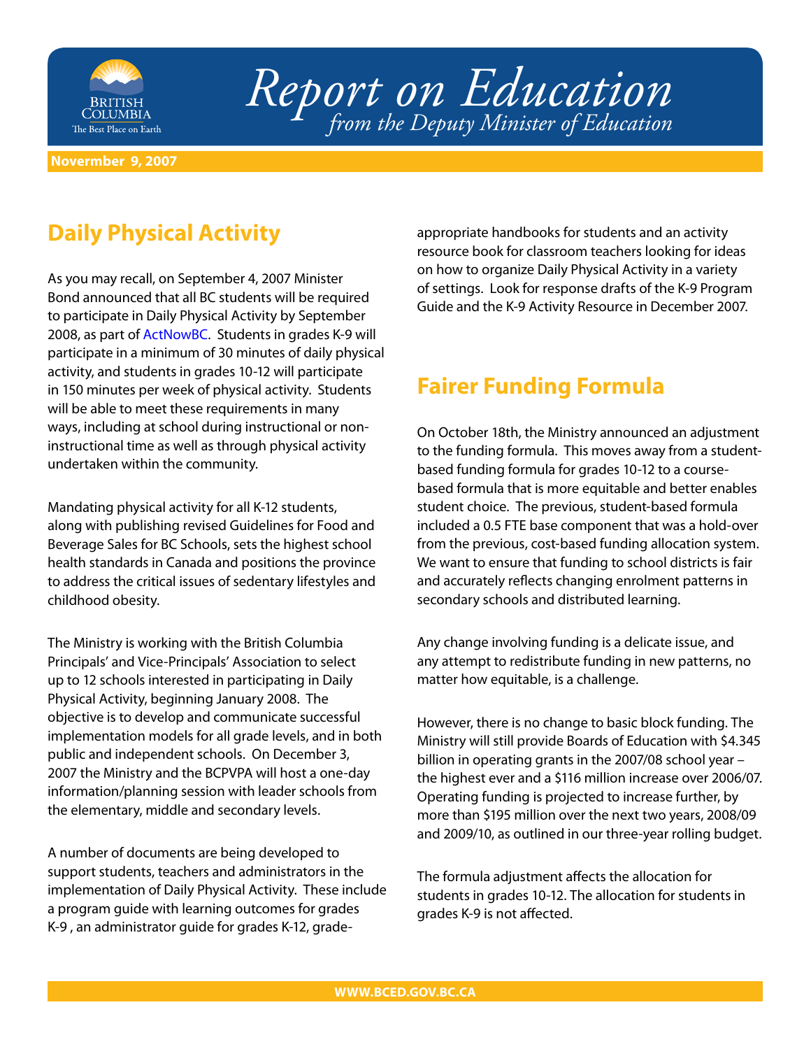# Report on Education

*from the Deputy Minister of Education*

**Novermber 9, 2007**

## Daily Physical Activity

As you may recall, on September 4, 2007 Minister Bond announced that all BC students will be required to participate in Daily Physical Activity by September 2008, as part of ActNowBC. Students in grades K-9 will participate in a minimum of 30 minutes of daily physical activity, and students in grades 10-12 will participate in 150 minutes per week of physical activity. Students will be able to meet these requirements in many ways, including at school during instructional or non-instructional time as well as through physical activity undertaken within the community.

Mandating physical activity for all K-12 students, along with publishing revised Guidelines for Food and Beverage Sales for BC Schools, sets the highest school health standards in Canada and positions the province to address the critical issues of sedentary lifestyles and childhood obesity.

The Ministry is working with the British Columbia Principals' and Vice-Principals' Association to select up to 12 schools interested in participating in Daily Physical Activity, beginning January 2008. The objective is to develop and communicate successful implementation models for all grade levels, and in both public and independent schools. On December 3, 2007 the Ministry and the BCPVPA will host a one-day information/planning session with leader schools from the elementary, middle and secondary levels.

A number of documents are being developed to support students, teachers and administrators in the implementation of Daily Physical Activity. These include a program guide with learning outcomes for grades K-9 , an administrator guide for grades K-12, grade-appropriate handbooks for students and an activity resource book for classroom teachers looking for ideas on how to organize Daily Physical Activity in a variety of settings. Look for response drafts of the K-9 Program Guide and the K-9 Activity Resource in December 2007.

## Fairer Funding Formula

On October 18th, the Ministry announced an adjustment to the funding formula. This moves away from a student-based funding formula for grades 10-12 to a course-based formula that is more equitable and better enables student choice. The previous, student-based formula included a 0.5 FTE base component that was a hold-over from the previous, cost-based funding allocation system. We want to ensure that funding to school districts is fair and accurately reflects changing enrolment patterns in secondary schools and distributed learning.

Any change involving funding is a delicate issue, and any attempt to redistribute funding in new patterns, no matter how equitable, is a challenge.

However, there is no change to basic block funding. The Ministry will still provide Boards of Education with $4.345 billion in operating grants in the 2007/08 school year – the highest ever and a $116 million increase over 2006/07. Operating funding is projected to increase further, by more than $195 million over the next two years, 2008/09 and 2009/10, as outlined in our three-year rolling budget.

The formula adjustment affects the allocation for students in grades 10-12. The allocation for students in grades K-9 is not affected.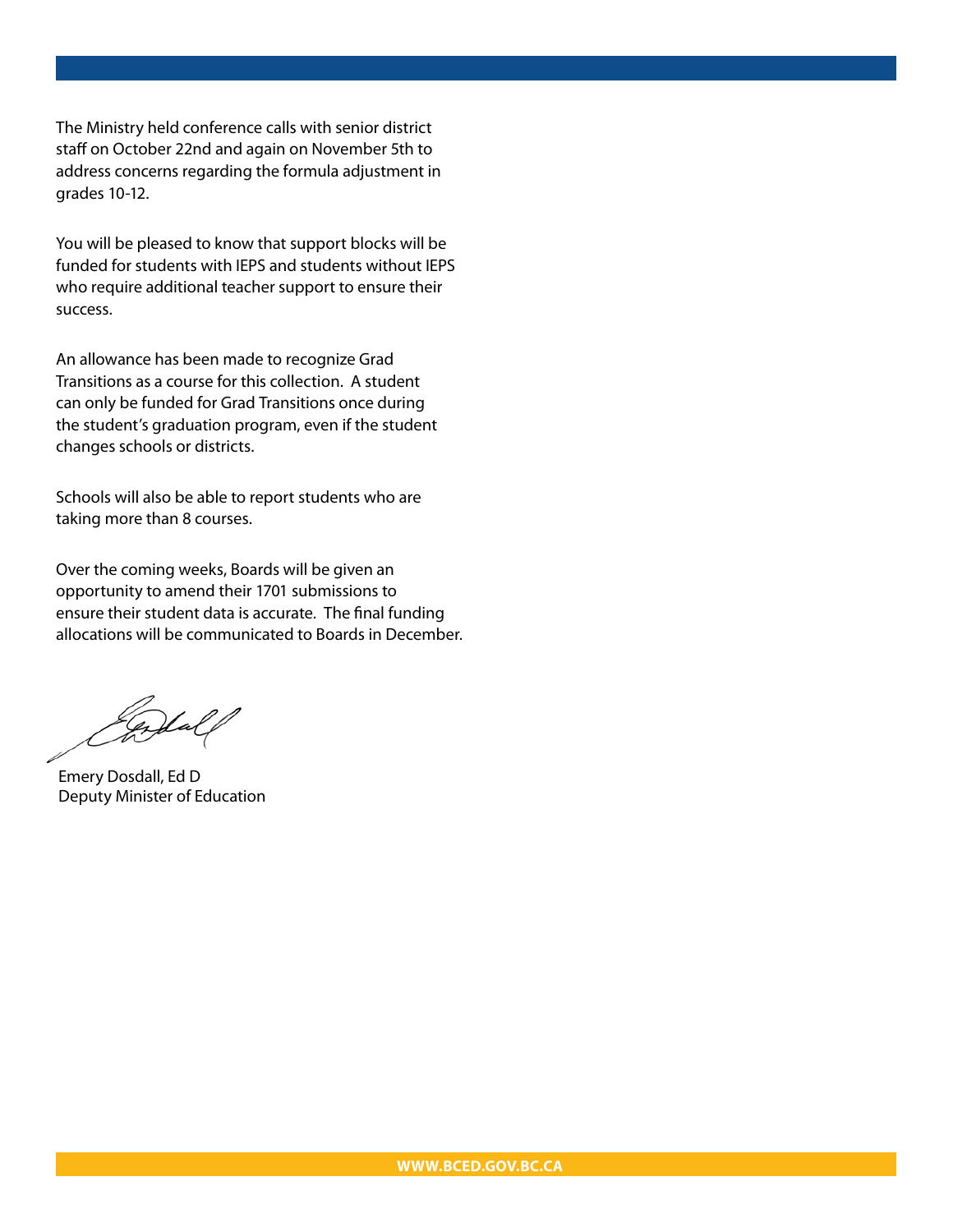The Ministry held conference calls with senior district staff on October 22nd and again on November 5th to address concerns regarding the formula adjustment in grades 10-12.

You will be pleased to know that support blocks will be funded for students with IEPS and students without IEPS who require additional teacher support to ensure their success.

An allowance has been made to recognize Grad Transitions as a course for this collection. A student can only be funded for Grad Transitions once during the student's graduation program, even if the student changes schools or districts.

Schools will also be able to report students who are taking more than 8 courses.

Over the coming weeks, Boards will be given an opportunity to amend their 1701 submissions to ensure their student data is accurate. The final funding allocations will be communicated to Boards in December.

Emery Dosdall, Ed D
Deputy Minister of Education